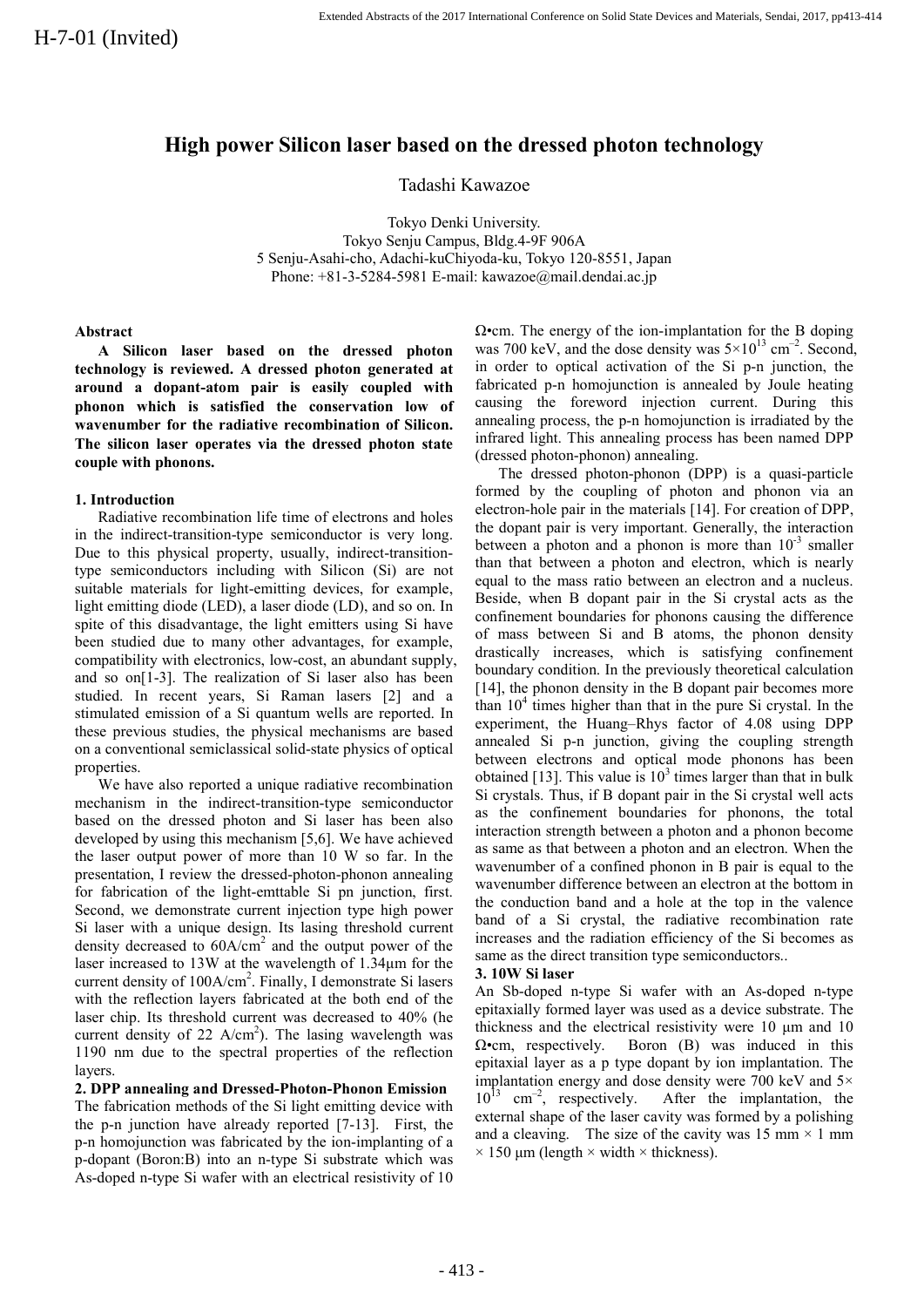H-7-01 (Invited)

# High power Silicon laser based on the dressed photon technology

Tadashi Kawazoe

Tokyo Denki University.
Tokyo Senju Campus, Bldg.4-9F 906A
5 Senju-Asahi-cho, Adachi-kuChiyoda-ku, Tokyo 120-8551, Japan
Phone: +81-3-5284-5981 E-mail: kawazoe@mail.dendai.ac.jp

## Abstract

**A Silicon laser based on the dressed photon technology is reviewed. A dressed photon generated at around a dopant-atom pair is easily coupled with phonon which is satisfied the conservation low of wavenumber for the radiative recombination of Silicon. The silicon laser operates via the dressed photon state couple with phonons.**

## 1. Introduction

Radiative recombination life time of electrons and holes in the indirect-transition-type semiconductor is very long. Due to this physical property, usually, indirect-transition-type semiconductors including with Silicon (Si) are not suitable materials for light-emitting devices, for example, light emitting diode (LED), a laser diode (LD), and so on. In spite of this disadvantage, the light emitters using Si have been studied due to many other advantages, for example, compatibility with electronics, low-cost, an abundant supply, and so on[1-3]. The realization of Si laser also has been studied. In recent years, Si Raman lasers [2] and a stimulated emission of a Si quantum wells are reported. In these previous studies, the physical mechanisms are based on a conventional semiclassical solid-state physics of optical properties.

We have also reported a unique radiative recombination mechanism in the indirect-transition-type semiconductor based on the dressed photon and Si laser has been also developed by using this mechanism [5,6]. We have achieved the laser output power of more than 10 W so far. In the presentation, I review the dressed-photon-phonon annealing for fabrication of the light-emttable Si pn junction, first. Second, we demonstrate current injection type high power Si laser with a unique design. Its lasing threshold current density decreased to 60A/cm$^2$ and the output power of the laser increased to 13W at the wavelength of 1.34μm for the current density of 100A/cm$^2$. Finally, I demonstrate Si lasers with the reflection layers fabricated at the both end of the laser chip. Its threshold current was decreased to 40% (he current density of 22 A/cm$^2$). The lasing wavelength was 1190 nm due to the spectral properties of the reflection layers.

## 2. DPP annealing and Dressed-Photon-Phonon Emission

The fabrication methods of the Si light emitting device with the p-n junction have already reported [7-13]. First, the p-n homojunction was fabricated by the ion-implanting of a p-dopant (Boron:B) into an n-type Si substrate which was As-doped n-type Si wafer with an electrical resistivity of 10 Ω•cm. The energy of the ion-implantation for the B doping was 700 keV, and the dose density was $5\times10^{13}$ cm$^{-2}$. Second, in order to optical activation of the Si p-n junction, the fabricated p-n homojunction is annealed by Joule heating causing the foreword injection current. During this annealing process, the p-n homojunction is irradiated by the infrared light. This annealing process has been named DPP (dressed photon-phonon) annealing.

The dressed photon-phonon (DPP) is a quasi-particle formed by the coupling of photon and phonon via an electron-hole pair in the materials [14]. For creation of DPP, the dopant pair is very important. Generally, the interaction between a photon and a phonon is more than $10^{-3}$ smaller than that between a photon and electron, which is nearly equal to the mass ratio between an electron and a nucleus. Beside, when B dopant pair in the Si crystal acts as the confinement boundaries for phonons causing the difference of mass between Si and B atoms, the phonon density drastically increases, which is satisfying confinement boundary condition. In the previously theoretical calculation [14], the phonon density in the B dopant pair becomes more than $10^4$ times higher than that in the pure Si crystal. In the experiment, the Huang–Rhys factor of 4.08 using DPP annealed Si p-n junction, giving the coupling strength between electrons and optical mode phonons has been obtained [13]. This value is $10^3$ times larger than that in bulk Si crystals. Thus, if B dopant pair in the Si crystal well acts as the confinement boundaries for phonons, the total interaction strength between a photon and a phonon become as same as that between a photon and an electron. When the wavenumber of a confined phonon in B pair is equal to the wavenumber difference between an electron at the bottom in the conduction band and a hole at the top in the valence band of a Si crystal, the radiative recombination rate increases and the radiation efficiency of the Si becomes as same as the direct transition type semiconductors..

## 3. 10W Si laser

An Sb-doped n-type Si wafer with an As-doped n-type epitaxially formed layer was used as a device substrate. The thickness and the electrical resistivity were 10 μm and 10 Ω•cm, respectively. Boron (B) was induced in this epitaxial layer as a p type dopant by ion implantation. The implantation energy and dose density were 700 keV and $5\times10^{13}$ cm$^{-2}$, respectively. After the implantation, the external shape of the laser cavity was formed by a polishing and a cleaving. The size of the cavity was 15 mm × 1 mm × 150 μm (length × width × thickness).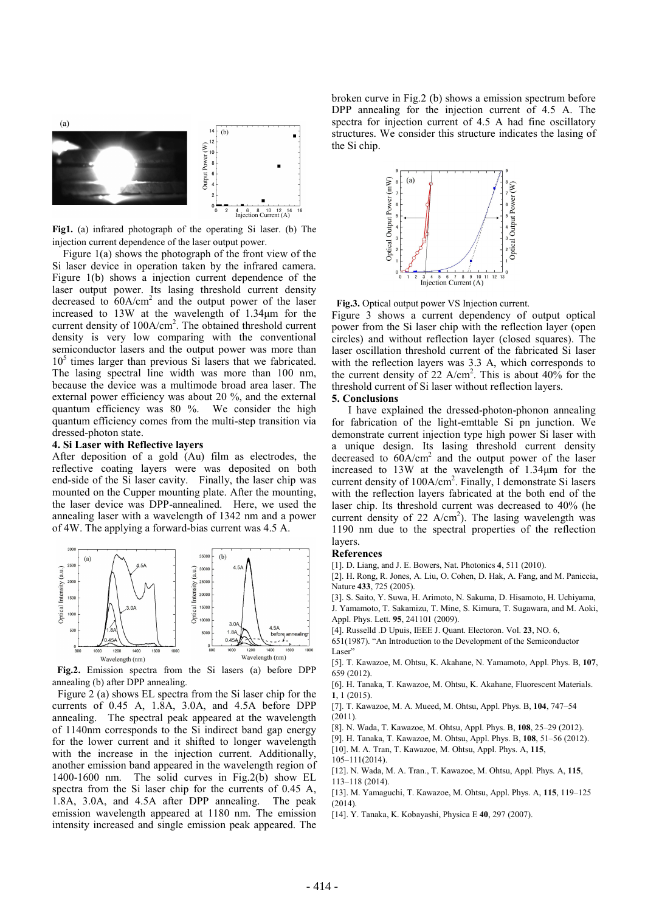(a)

14
12
10
8
6
4
2
0
(b)
Output Power (W)
0 2 4 6 8 10 12 14 16
Injection Current (A)

**Fig1.** (a) infrared photograph of the operating Si laser. (b) The injection current dependence of the laser output power.

Figure 1(a) shows the photograph of the front view of the Si laser device in operation taken by the infrared camera. Figure 1(b) shows a injection current dependence of the laser output power. Its lasing threshold current density decreased to 60A/cm$^2$ and the output power of the laser increased to 13W at the wavelength of 1.34μm for the current density of 100A/cm$^2$. The obtained threshold current density is very low comparing with the conventional semiconductor lasers and the output power was more than $10^5$ times larger than previous Si lasers that we fabricated. The lasing spectral line width was more than 100 nm, because the device was a multimode broad area laser. The external power efficiency was about 20 %, and the external quantum efficiency was 80 %. We consider the high quantum efficiency comes from the multi-step transition via dressed-photon state.

## 4. Si Laser with Reflective layers

After deposition of a gold (Au) film as electrodes, the reflective coating layers were was deposited on both end-side of the Si laser cavity. Finally, the laser chip was mounted on the Cupper mounting plate. After the mounting, the laser device was DPP-annealined. Here, we used the annealing laser with a wavelength of 1342 nm and a power of 4W. The applying a forward-bias current was 4.5 A.

3000
2500
2000
1500
1000
500
0
(a)
Optical Intensity (a.u.)
4.5A
3.0A
1.8A
0.45A
800 1000 1200 1400 1600 1800
Wavelength (nm)

35000
30000
25000
20000
15000
10000
5000
0
(b)
Optical Intensity (a.u.)
4.5A
3.0A
1.8A
0.45A
4.5A
before annealing
800 1000 1200 1400 1600 1800
Wavelength (nm)

**Fig.2.** Emission spectra from the Si lasers (a) before DPP annealing (b) after DPP annealing.

Figure 2 (a) shows EL spectra from the Si laser chip for the currents of 0.45 A, 1.8A, 3.0A, and 4.5A before DPP annealing. The spectral peak appeared at the wavelength of 1140nm corresponds to the Si indirect band gap energy for the lower current and it shifted to longer wavelength with the increase in the injection current. Additionally, another emission band appeared in the wavelength region of 1400-1600 nm. The solid curves in Fig.2(b) show EL spectra from the Si laser chip for the currents of 0.45 A, 1.8A, 3.0A, and 4.5A after DPP annealing. The peak emission wavelength appeared at 1180 nm. The emission intensity increased and single emission peak appeared. The broken curve in Fig.2 (b) shows a emission spectrum before DPP annealing for the injection current of 4.5 A. The spectra for injection current of 4.5 A had fine oscillatory structures. We consider this structure indicates the lasing of the Si chip.

9
8
7
6
5
4
3
2
1
0
(a)
Optical Output Power (mW)
Optical Output Power (W)
0 1 2 3 4 5 6 7 8 9 10 11 12 13
Injection Current (A)

**Fig.3.** Optical output power VS Injection current.

Figure 3 shows a current dependency of output optical power from the Si laser chip with the reflection layer (open circles) and without reflection layer (closed squares). The laser oscillation threshold current of the fabricated Si laser with the reflection layers was 3.3 A, which corresponds to the current density of 22 A/cm$^2$. This is about 40% for the threshold current of Si laser without reflection layers.

## 5. Conclusions

I have explained the dressed-photon-phonon annealing for fabrication of the light-emttable Si pn junction. We demonstrate current injection type high power Si laser with a unique design. Its lasing threshold current density decreased to 60A/cm$^2$ and the output power of the laser increased to 13W at the wavelength of 1.34μm for the current density of 100A/cm$^2$. Finally, I demonstrate Si lasers with the reflection layers fabricated at the both end of the laser chip. Its threshold current was decreased to 40% (he current density of 22 A/cm$^2$). The lasing wavelength was 1190 nm due to the spectral properties of the reflection layers.

## References

[1]. D. Liang, and J. E. Bowers, Nat. Photonics **4**, 511 (2010).

[2]. H. Rong, R. Jones, A. Liu, O. Cohen, D. Hak, A. Fang, and M. Paniccia, Nature **433**, 725 (2005).

[3]. S. Saito, Y. Suwa, H. Arimoto, N. Sakuma, D. Hisamoto, H. Uchiyama, J. Yamamoto, T. Sakamizu, T. Mine, S. Kimura, T. Sugawara, and M. Aoki, Appl. Phys. Lett. **95**, 241101 (2009).

[4]. Russelld .D Upuis, IEEE J. Quant. Electoron. Vol. **23**, NO. 6, 651(1987). "An Introduction to the Development of the Semiconductor Laser"

[5]. T. Kawazoe, M. Ohtsu, K. Akahane, N. Yamamoto, Appl. Phys. B, **107**, 659 (2012).

[6]. H. Tanaka, T. Kawazoe, M. Ohtsu, K. Akahane, Fluorescent Materials. **1**, 1 (2015).

[7]. T. Kawazoe, M. A. Mueed, M. Ohtsu, Appl. Phys. B, **104**, 747–54 (2011).

[8]. N. Wada, T. Kawazoe, M. Ohtsu, Appl. Phys. B, **108**, 25–29 (2012).

[9]. H. Tanaka, T. Kawazoe, M. Ohtsu, Appl. Phys. B, **108**, 51–56 (2012).

[10]. M. A. Tran, T. Kawazoe, M. Ohtsu, Appl. Phys. A, **115**, 105–111(2014).

[11]. N. Wada, M. A. Tran., T. Kawazoe, M. Ohtsu, Appl. Phys. A, **115**, 113–118 (2014).

[12]. N. Wada, M. A. Tran., T. Kawazoe, M. Ohtsu, Appl. Phys. A, **115**, 113–118 (2014).

[13]. M. Yamaguchi, T. Kawazoe, M. Ohtsu, Appl. Phys. A, **115**, 119–125 (2014).

[14]. Y. Tanaka, K. Kobayashi, Physica E **40**, 297 (2007).